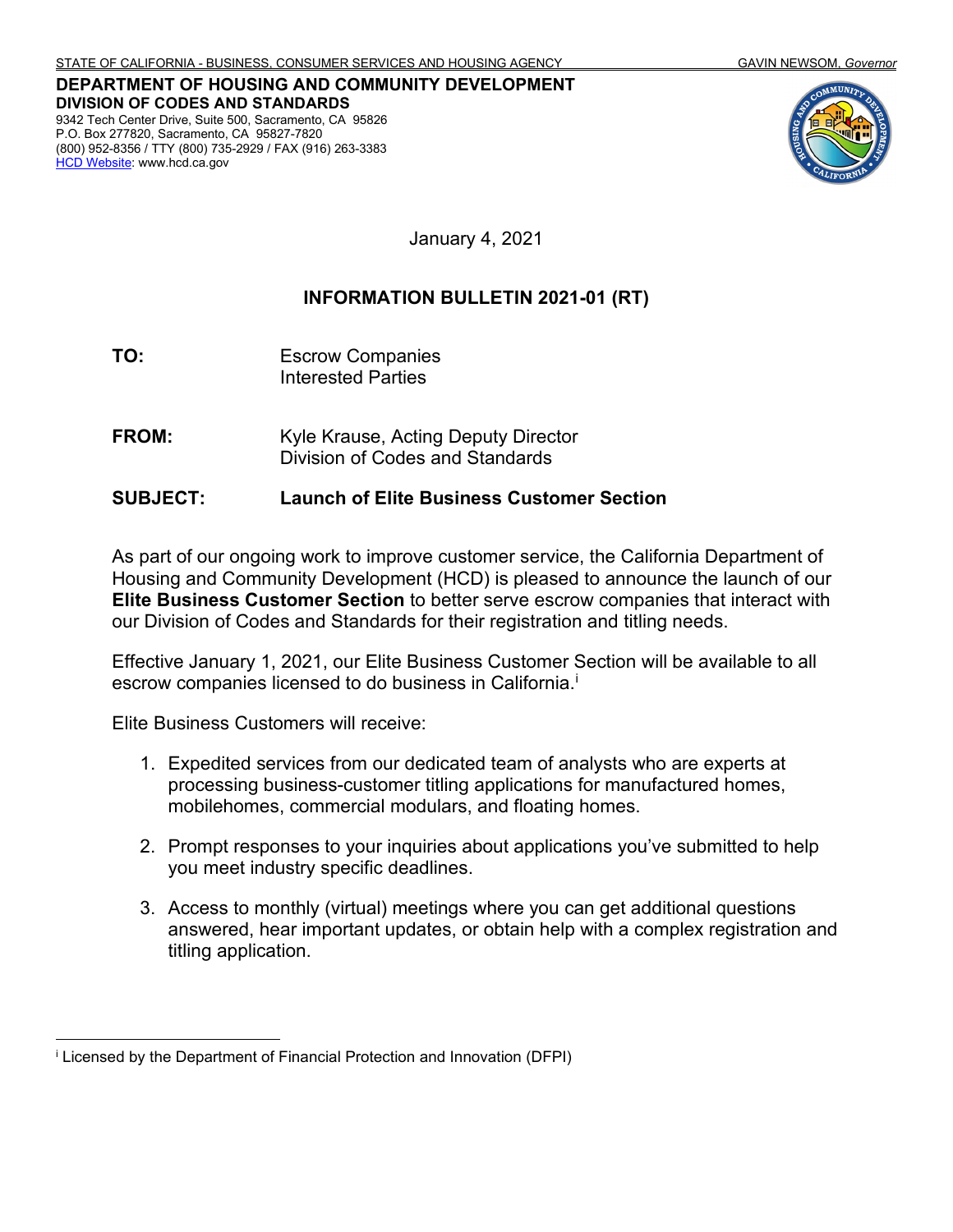STATE OF CALIFORNIA - BUSINESS, CONSUMER SERVICES AND HOUSING AGENCY GAVIN NEWSOM, *Governor*

**DEPARTMENT OF HOUSING AND COMMUNITY DEVELOPMENT**
**DIVISION OF CODES AND STANDARDS**
9342 Tech Center Drive, Suite 500, Sacramento, CA 95826
P.O. Box 277820, Sacramento, CA 95827-7820
(800) 952-8356 / TTY (800) 735-2929 / FAX (916) 263-3383
HCD Website: www.hcd.ca.gov

January 4, 2021

# INFORMATION BULLETIN 2021-01 (RT)

**TO:** Escrow Companies
Interested Parties

**FROM:** Kyle Krause, Acting Deputy Director
Division of Codes and Standards

**SUBJECT: Launch of Elite Business Customer Section**

As part of our ongoing work to improve customer service, the California Department of Housing and Community Development (HCD) is pleased to announce the launch of our **Elite Business Customer Section** to better serve escrow companies that interact with our Division of Codes and Standards for their registration and titling needs.

Effective January 1, 2021, our Elite Business Customer Section will be available to all escrow companies licensed to do business in California.[i]

Elite Business Customers will receive:

1. Expedited services from our dedicated team of analysts who are experts at processing business-customer titling applications for manufactured homes, mobilehomes, commercial modulars, and floating homes.
2. Prompt responses to your inquiries about applications you've submitted to help you meet industry specific deadlines.
3. Access to monthly (virtual) meetings where you can get additional questions answered, hear important updates, or obtain help with a complex registration and titling application.

---

[i] Licensed by the Department of Financial Protection and Innovation (DFPI)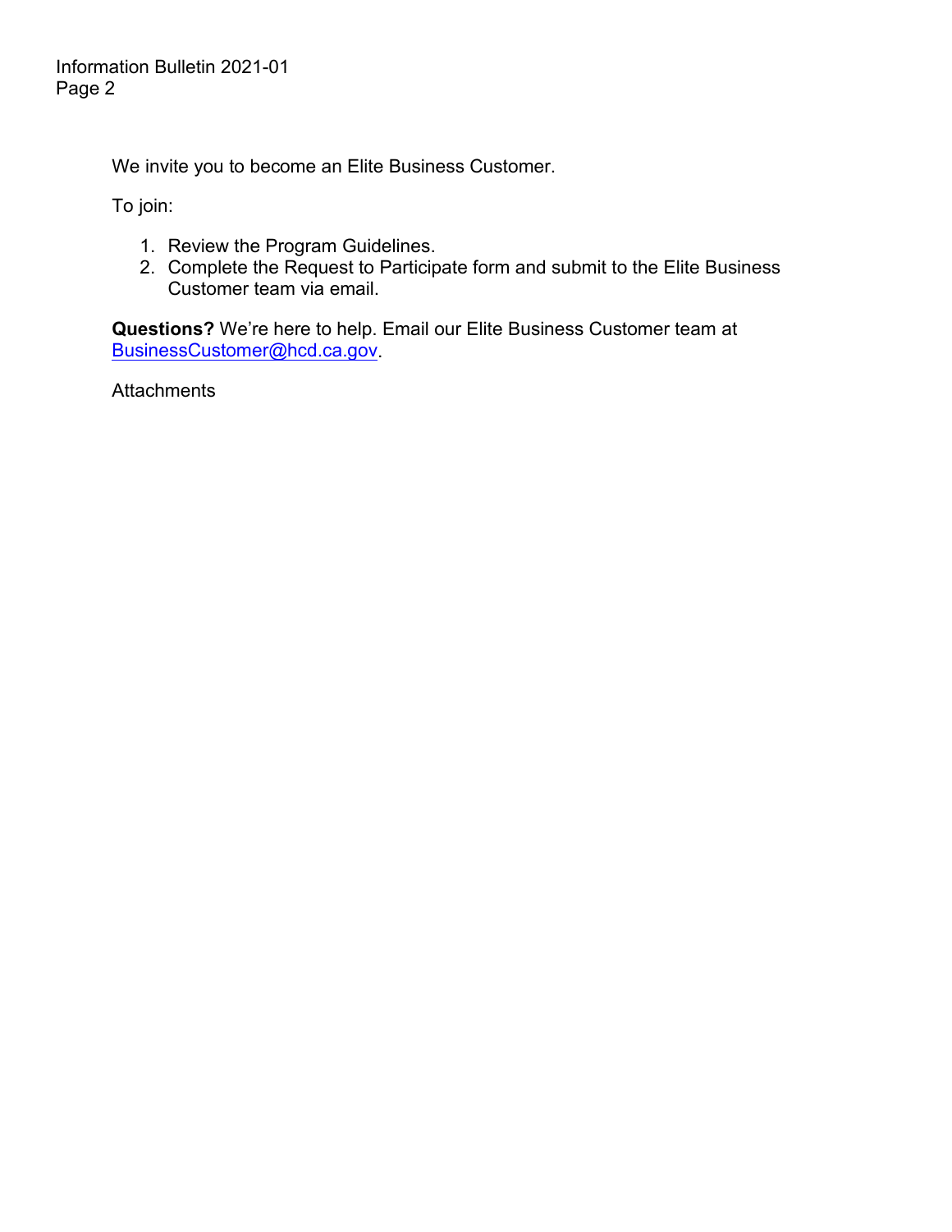We invite you to become an Elite Business Customer.

To join:

1. Review the Program Guidelines.
2. Complete the Request to Participate form and submit to the Elite Business Customer team via email.

**Questions?** We're here to help. Email our Elite Business Customer team at BusinessCustomer@hcd.ca.gov.

Attachments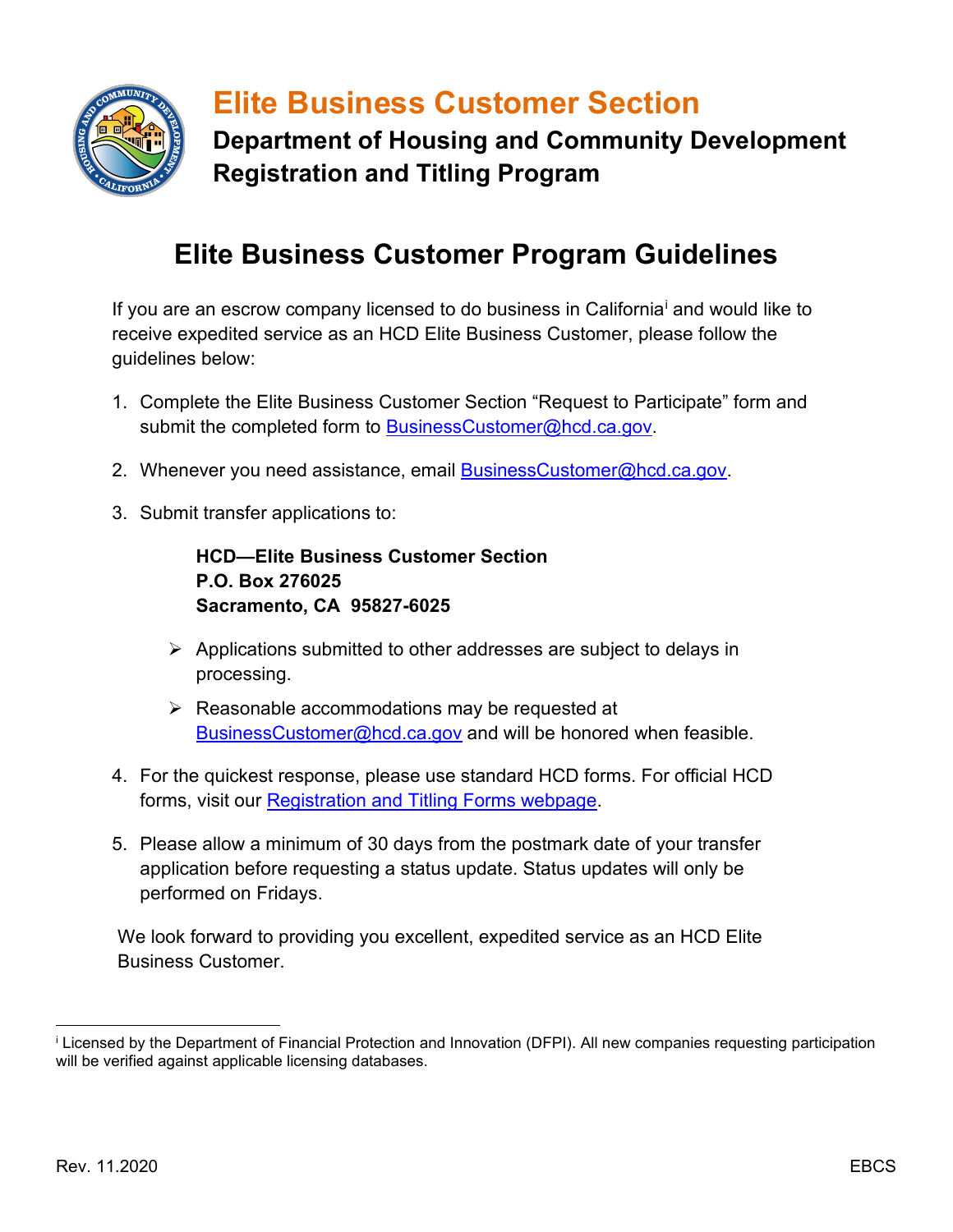# Elite Business Customer Section

**Department of Housing and Community Development**
**Registration and Titling Program**

## Elite Business Customer Program Guidelines

If you are an escrow company licensed to do business in California[i] and would like to receive expedited service as an HCD Elite Business Customer, please follow the guidelines below:

1. Complete the Elite Business Customer Section "Request to Participate" form and submit the completed form to BusinessCustomer@hcd.ca.gov.

2. Whenever you need assistance, email BusinessCustomer@hcd.ca.gov.

3. Submit transfer applications to:

   **HCD—Elite Business Customer Section**
   **P.O. Box 276025**
   **Sacramento, CA 95827-6025**

   - Applications submitted to other addresses are subject to delays in processing.
   - Reasonable accommodations may be requested at BusinessCustomer@hcd.ca.gov and will be honored when feasible.

4. For the quickest response, please use standard HCD forms. For official HCD forms, visit our Registration and Titling Forms webpage.

5. Please allow a minimum of 30 days from the postmark date of your transfer application before requesting a status update. Status updates will only be performed on Fridays.

We look forward to providing you excellent, expedited service as an HCD Elite Business Customer.

---

[i] Licensed by the Department of Financial Protection and Innovation (DFPI). All new companies requesting participation will be verified against applicable licensing databases.

Rev. 11.2020 EBCS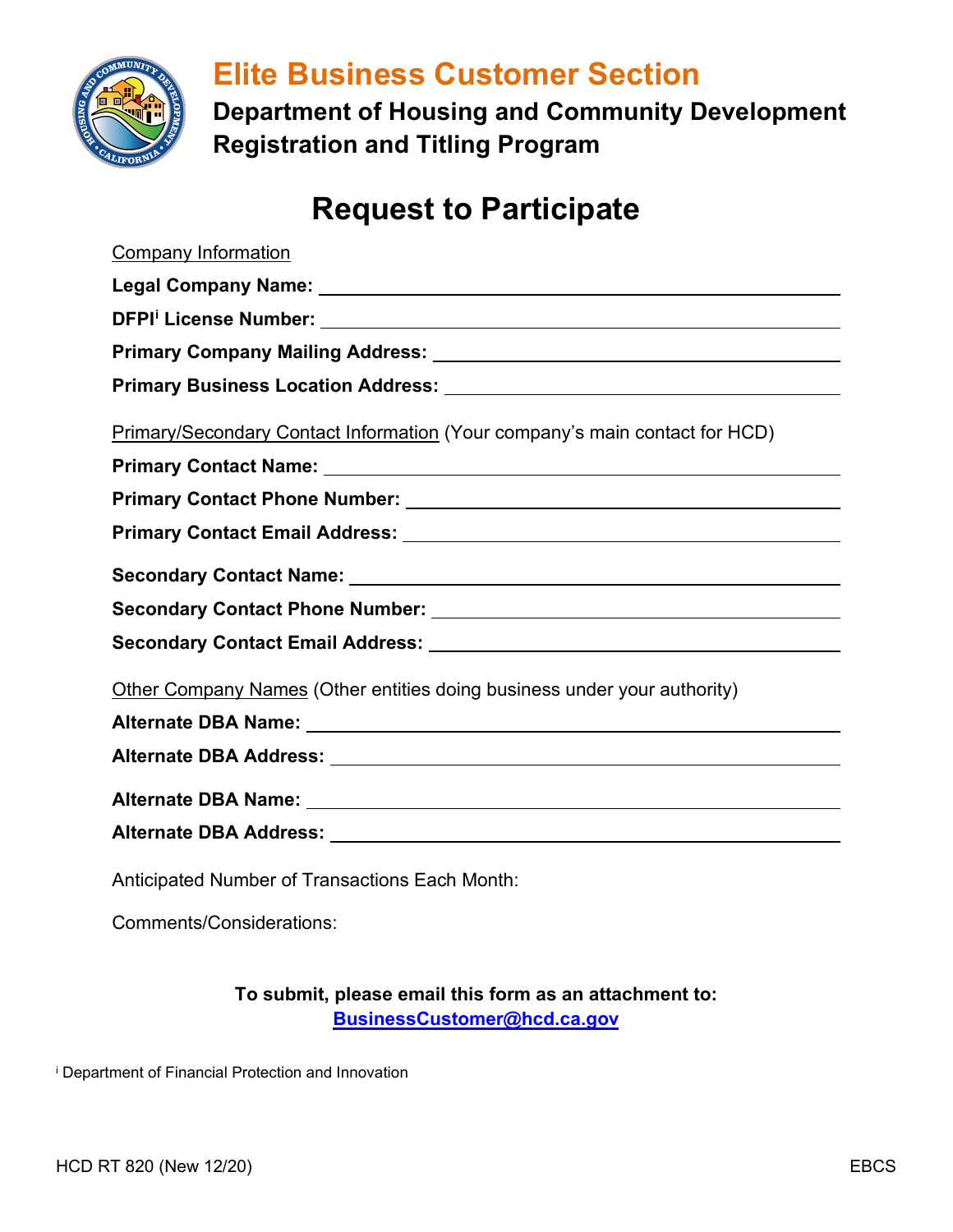# Elite Business Customer Section

**Department of Housing and Community Development**
**Registration and Titling Program**

## Request to Participate

Company Information

**Legal Company Name:** ______________________________

**DFPI[i] License Number:** ______________________________

**Primary Company Mailing Address:** ______________________________

**Primary Business Location Address:** ______________________________

Primary/Secondary Contact Information (Your company's main contact for HCD)

**Primary Contact Name:** ______________________________

**Primary Contact Phone Number:** ______________________________

**Primary Contact Email Address:** ______________________________

**Secondary Contact Name:** ______________________________

**Secondary Contact Phone Number:** ______________________________

**Secondary Contact Email Address:** ______________________________

Other Company Names (Other entities doing business under your authority)

**Alternate DBA Name:** ______________________________

**Alternate DBA Address:** ______________________________

**Alternate DBA Name:** ______________________________

**Alternate DBA Address:** ______________________________

Anticipated Number of Transactions Each Month:

Comments/Considerations:

**To submit, please email this form as an attachment to:**
**BusinessCustomer@hcd.ca.gov**

[i] Department of Financial Protection and Innovation

HCD RT 820 (New 12/20) EBCS